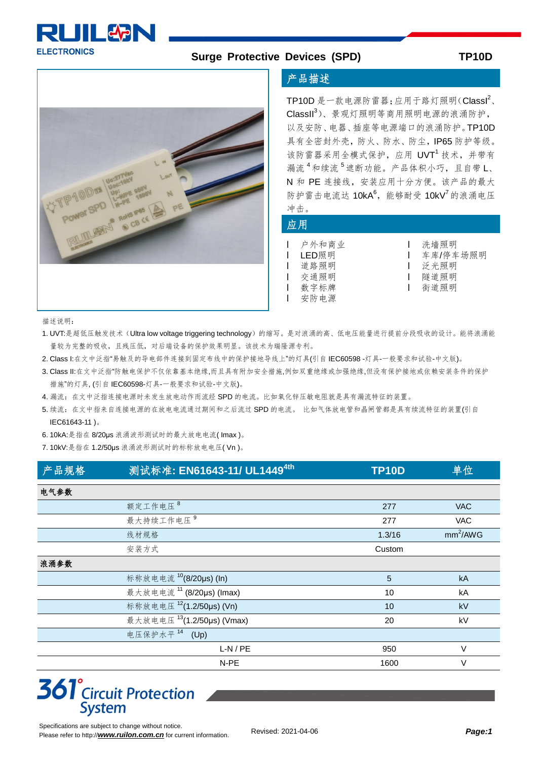# Surge Protective Devices (SPD) TP10D

## 产品描述

TP10D 是一款电源防雷器；应用于路灯照明（ClassI[2]、ClassII[3]）、景观灯照明等商用照明电源的浪涌防护，以及安防、电器、插座等电源端口的浪涌防护。TP10D 具有全密封外壳，防火、防水、防尘，IP65 防护等级。该防雷器采用全模式保护，应用 UVT[1] 技术，并带有漏流[4]和续流[5]遮断功能。产品体积小巧，且自带 L、N 和 PE 连接线，安装应用十分方便。该产品的最大防护雷击电流达 10kA[6]，能够耐受 10kV[7] 的浪涌电压冲击。

## 应用

- 户外和商业
- LED照明
- 道路照明
- 交通照明
- 数字标牌
- 安防电源
- 洗墙照明
- 车库/停车场照明
- 泛光照明
- 隧道照明
- 街道照明

描述说明：

1. UVT:是超低压触发技术（Ultra low voltage triggering technology）的缩写。是对浪涌的高、低电压能量进行提前分段吸收的设计。能将浪涌能量较为完整的吸收，且残压低，对后端设备的保护效果明显。该技术为瑞隆源专利。
2. Class I:在文中泛指"易触及的导电部件连接到固定布线中的保护接地导线上"的灯具(引自 IEC60598 -灯具-一般要求和试验-中文版)。
3. Class II:在文中泛指"防触电保护不仅依靠基本绝缘,而且具有附加安全措施,例如双重绝缘或加强绝缘,但没有保护接地或依赖安装条件的保护措施"的灯具, (引自 IEC60598-灯具-一般要求和试验-中文版)。
4. 漏流：在文中泛指连接电源时未发生放电动作而流经 SPD 的电流。比如氧化锌压敏电阻就是具有漏流特征的装置。
5. 续流：在文中指来自连接电源的在放电电流通过期间和之后流过 SPD 的电流。 比如气体放电管和晶闸管都是具有续流特征的装置(引自 IEC61643-11 )。
6. 10kA:是指在 8/20μs 浪涌波形测试时的最大放电电流( Imax )。
7. 10kV:是指在 1.2/50μs 浪涌波形测试时的标称放电电压( Vn )。

| 产品规格 | 测试标准: EN61643-11/ UL1449[4th] | TP10D | 单位 |
|---|---|---|---|
| **电气参数** | | | |
| | 额定工作电压[8] | 277 | VAC |
| | 最大持续工作电压[9] | 277 | VAC |
| | 线材规格 | 1.3/16 | mm²/AWG |
| | 安装方式 | Custom | |
| **浪涌参数** | | | |
| | 标称放电电流[10](8/20μs) (In) | 5 | kA |
| | 最大放电电流[11] (8/20μs) (Imax) | 10 | kA |
| | 标称放电电压[12](1.2/50μs) (Vn) | 10 | kV |
| | 最大放电电压[13](1.2/50μs) (Vmax) | 20 | kV |
| | 电压保护水平[14] (Up) | | |
| | L-N / PE | 950 | V |
| | N-PE | 1600 | V |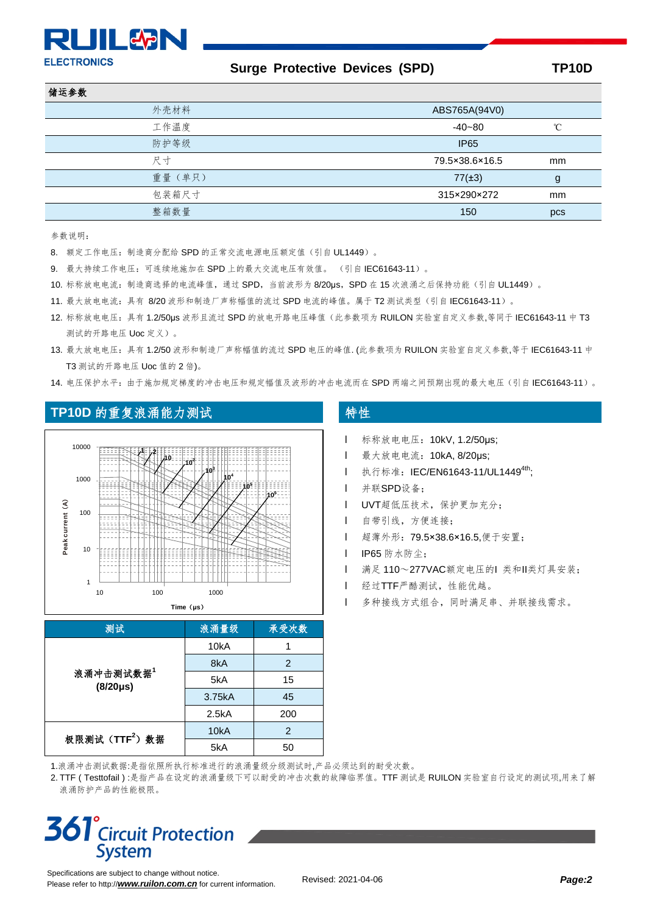## 储运参数

| | | |
|---|---|---|
| 外壳材料 | ABS765A(94V0) | |
| 工作温度 | -40~80 | ℃ |
| 防护等级 | IP65 | |
| 尺寸 | 79.5×38.6×16.5 | mm |
| 重量（单只） | 77(±3) | g |
| 包装箱尺寸 | 315×290×272 | mm |
| 整箱数量 | 150 | pcs |

参数说明：

8. 额定工作电压：制造商分配给 SPD 的正常交流电源电压额定值（引自 UL1449）。
9. 最大持续工作电压：可连续地施加在 SPD 上的最大交流电压有效值。（引自 IEC61643-11）。
10. 标称放电电流：制造商选择的电流峰值，通过 SPD，当前波形为 8/20μs，SPD 在 15 次浪涌之后保持功能（引自 UL1449）。
11. 最大放电电流：具有 8/20 波形和制造厂声称幅值的流过 SPD 电流的峰值。属于 T2 测试类型（引自 IEC61643-11）。
12. 标称放电电压：具有 1.2/50μs 波形且流过 SPD 的放电开路电压峰值（此参数项为 RUILON 实验室自定义参数,等同于 IEC61643-11 中 T3 测试的开路电压 Uoc 定义）。
13. 最大放电电压：具有 1.2/50 波形和制造厂声称幅值的流过 SPD 电压的峰值. (此参数项为 RUILON 实验室自定义参数,等于 IEC61643-11 中 T3 测试的开路电压 Uoc 值的 2 倍)。
14. 电压保护水平：由于施加规定梯度的冲击电压和规定幅值及波形的冲击电流而在 SPD 两端之间预期出现的最大电压（引自 IEC61643-11）。

## TP10D 的重复浪涌能力测试

Peak current (A)
10000
1000
100
10
1
10
100
1000
Time（μs）
1
2
10
$10^2$
$10^3$
$10^4$
$10^5$
$10^6$

| 测试 | 浪涌量级 | 承受次数 |
|---|---|---|
| 浪涌冲击测试数据[1] (8/20μs) | 10kA | 1 |
| | 8kA | 2 |
| | 5kA | 15 |
| | 3.75kA | 45 |
| | 2.5kA | 200 |
| 极限测试（TTF[2]）数据 | 10kA | 2 |
| | 5kA | 50 |

1.浪涌冲击测试数据:是指依照所执行标准进行的浪涌量级分级测试时,产品必须达到的耐受次数。
2. TTF ( Testtofail ) :是指产品在设定的浪涌量级下可以耐受的冲击次数的故障临界值。TTF 测试是 RUILON 实验室自行设定的测试项,用来了解浪涌防护产品的性能极限。

## 特性

- 标称放电电压：10kV, 1.2/50μs;
- 最大放电电流：10kA, 8/20μs;
- 执行标准：IEC/EN61643-11/UL1449[4th];
- 并联SPD设备；
- UVT超低压技术，保护更加充分；
- 自带引线，方便连接；
- 超薄外形：79.5×38.6×16.5,便于安置；
- IP65 防水防尘；
- 满足 110～277VAC额定电压的I 类和II类灯具安装；
- 经过TTF严酷测试，性能优越。
- 多种接线方式组合，同时满足串、并联接线需求。

Specifications are subject to change without notice.
Please refer to http://www.ruilon.com.cn for current information.
Revised: 2021-04-06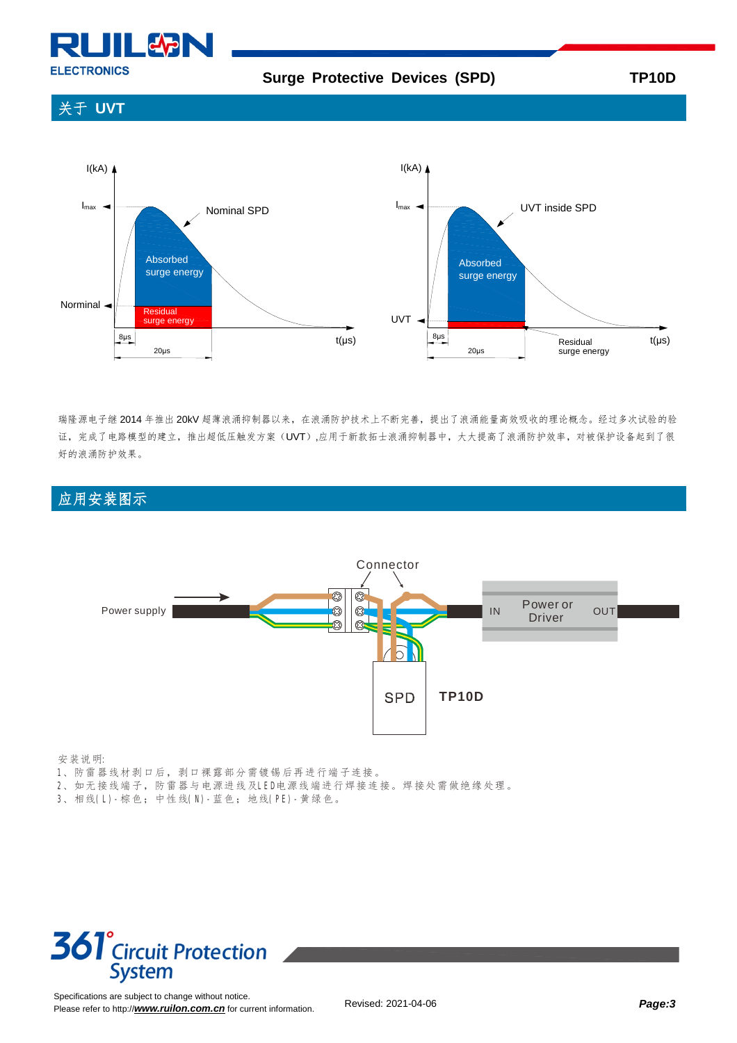## 关于 UVT

I(kA)
$I_{max}$
Nominal SPD
Absorbed surge energy
Norminal
Residual surge energy
8μs
20μs
t(μs)

I(kA)
$I_{max}$
UVT inside SPD
Absorbed surge energy
UVT
8μs
20μs
Residual surge energy
t(μs)

瑞隆源电子继 2014 年推出 20kV 超薄浪涌抑制器以来，在浪涌防护技术上不断完善，提出了浪涌能量高效吸收的理论概念。经过多次试验的验证，完成了电路模型的建立，推出超低压触发方案（UVT）,应用于新款拓士浪涌抑制器中，大大提高了浪涌防护效率，对被保护设备起到了很好的浪涌防护效果。

## 应用安装图示

Connector
Power supply
IN
Power or Driver
OUT
SPD
TP10D

安装说明:

1、防雷器线材剥口后，剥口裸露部分需镀锡后再进行端子连接。
2、如无接线端子，防雷器与电源进线及LED电源线端进行焊接连接。焊接处需做绝缘处理。
3、相线(L)-棕色；中性线(N)-蓝色；地线(PE)-黄绿色。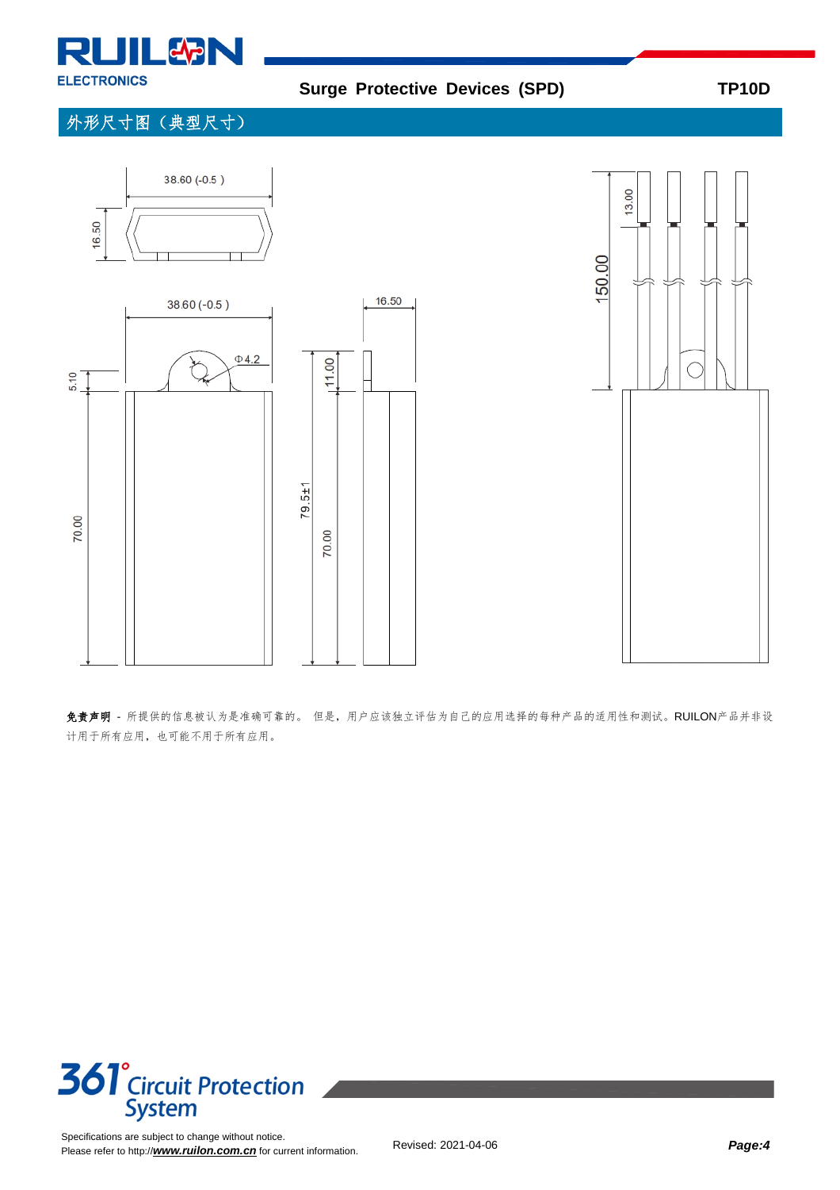## 外形尺寸图（典型尺寸）

38.60 (-0.5 )

16.50

38.60 (-0.5 )

Φ4.2

5.10

70.00

11.00

79.5±1

70.00

16.50

13.00

150.00

**免责声明** - 所提供的信息被认为是准确可靠的。 但是，用户应该独立评估为自己的应用选择的每种产品的适用性和测试。RUILON产品并非设计用于所有应用，也可能不用于所有应用。